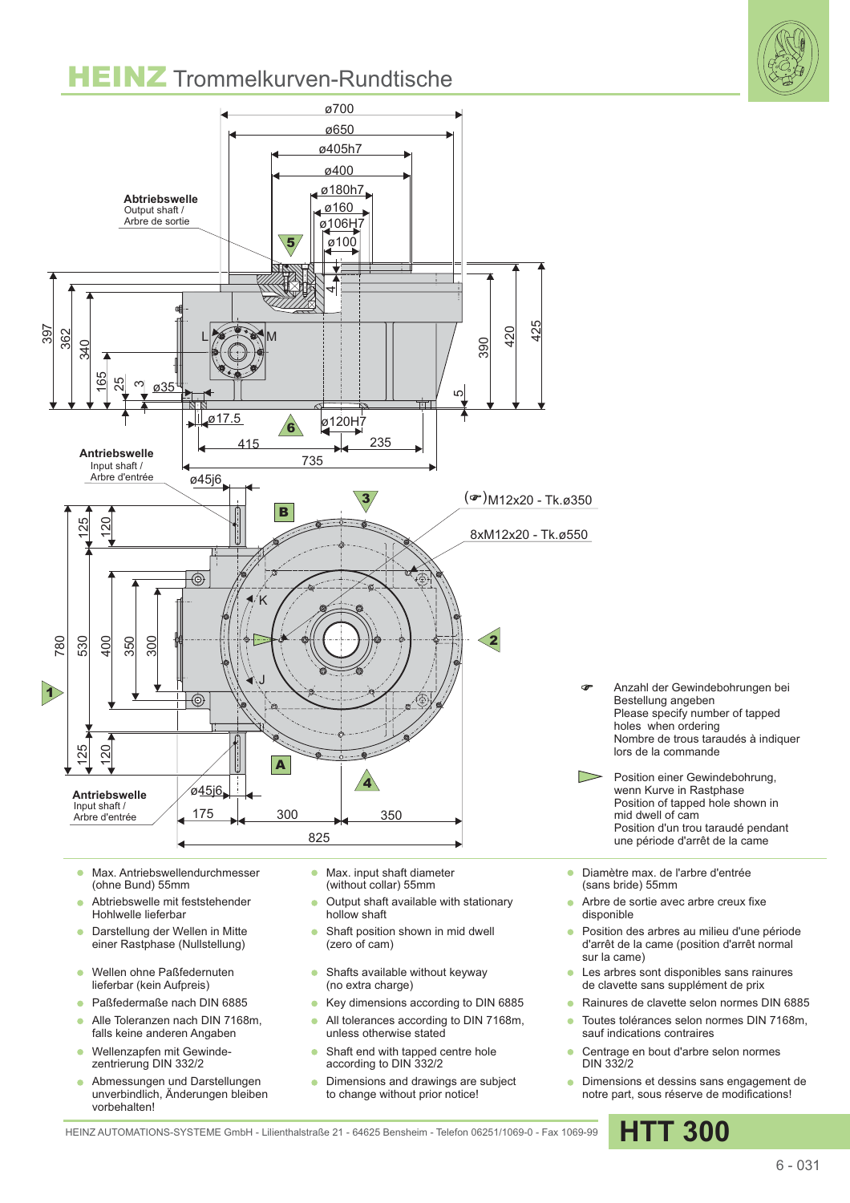# HEINZ Trommelkurven-Rundtische

**Abtriebswelle**
Output shaft /
Arbre de sortie

ø700
ø650
ø405h7
ø400
ø180h7
ø160
ø106H7
ø100

397 362 340 165 25 3 ø35 4 390 420 425 5

ø17.5 ø120H7
415 235
735

**Antriebswelle**
Input shaft /
Arbre d'entrée

ø45j6

(☞)M12x20 - Tk.ø350

8xM12x20 - Tk.ø550

780 530 400 350 300 125 120 125 120

**Antriebswelle**
Input shaft /
Arbre d'entrée

ø45j6
175 300 350
825

☞ Anzahl der Gewindebohrungen bei Bestellung angeben
Please specify number of tapped holes when ordering
Nombre de trous taraudés à indiquer lors de la commande

▷ Position einer Gewindebohrung, wenn Kurve in Rastphase
Position of tapped hole shown in mid dwell of cam
Position d'un trou taraudé pendant une période d'arrêt de la came

- Max. Antriebswellendurchmesser (ohne Bund) 55mm
- Abtriebswelle mit feststehender Hohlwelle lieferbar
- Darstellung der Wellen in Mitte einer Rastphase (Nullstellung)
- Wellen ohne Paßfedernuten lieferbar (kein Aufpreis)
- Paßfedermaße nach DIN 6885
- Alle Toleranzen nach DIN 7168m, falls keine anderen Angaben
- Wellenzapfen mit Gewinde-zentrierung DIN 332/2
- Abmessungen und Darstellungen unverbindlich, Änderungen bleiben vorbehalten!

- Max. input shaft diameter (without collar) 55mm
- Output shaft available with stationary hollow shaft
- Shaft position shown in mid dwell (zero of cam)
- Shafts available without keyway (no extra charge)
- Key dimensions according to DIN 6885
- All tolerances according to DIN 7168m, unless otherwise stated
- Shaft end with tapped centre hole according to DIN 332/2
- Dimensions and drawings are subject to change without prior notice!

- Diamètre max. de l'arbre d'entrée (sans bride) 55mm
- Arbre de sortie avec arbre creux fixe disponible
- Position des arbres au milieu d'une période d'arrêt de la came (position d'arrêt normal sur la came)
- Les arbres sont disponibles sans rainures de clavette sans supplément de prix
- Rainures de clavette selon normes DIN 6885
- Toutes tolérances selon normes DIN 7168m, sauf indications contraires
- Centrage en bout d'arbre selon normes DIN 332/2
- Dimensions et dessins sans engagement de notre part, sous réserve de modifications!

HEINZ AUTOMATIONS-SYSTEME GmbH - Lilienthalstraße 21 - 64625 Bensheim - Telefon 06251/1069-0 - Fax 1069-99

**HTT 300**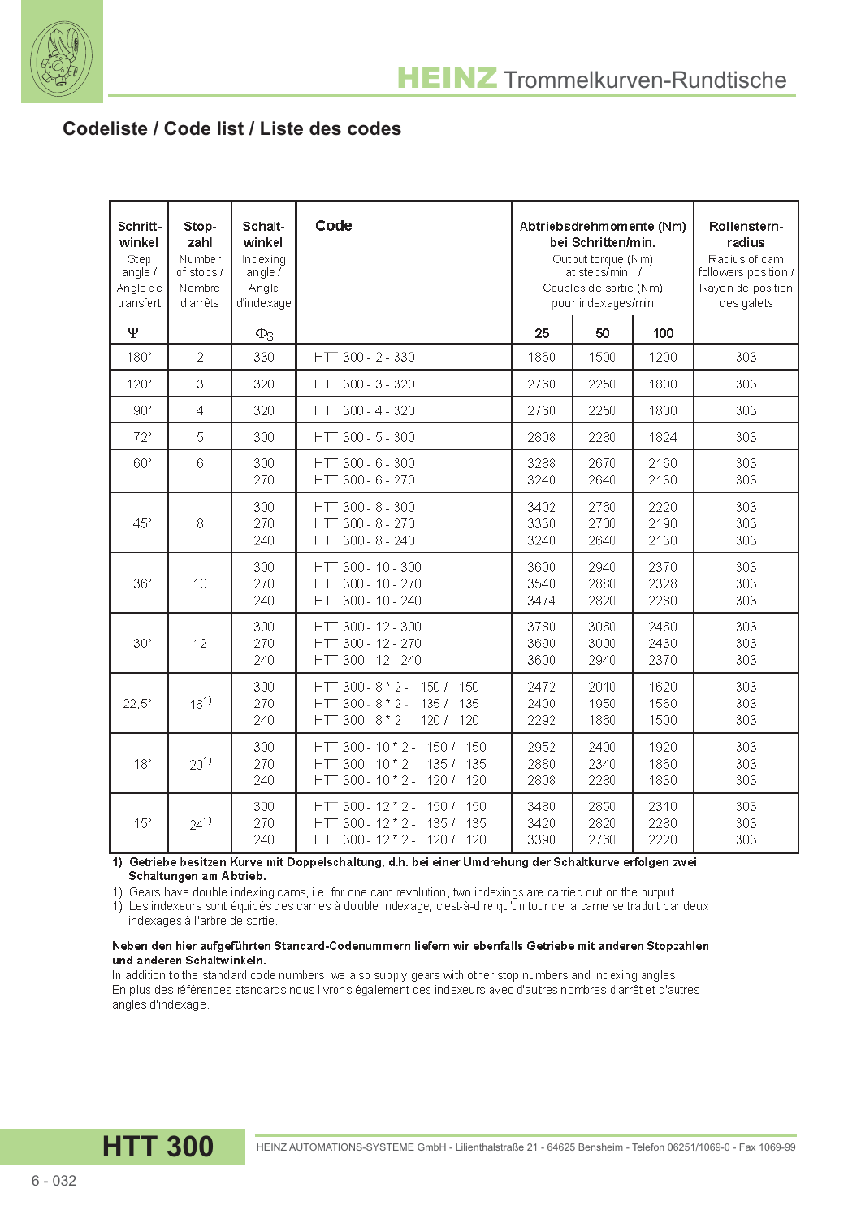## Codeliste / Code list / Liste des codes

| Schritt-winkel<br>Step angle / Angle de transfert<br>Ψ | Stop-zahl<br>Number of stops / Nombre d'arrêts | Schalt-winkel<br>Indexing angle / Angle d'indexage<br>$\Phi_S$ | Code | Abtriebsdrehmomente (Nm) bei Schritten/min.<br>Output torque (Nm) at steps/min / Couples de sortie (Nm) pour indexages/min<br>25 | 50 | 100 | Rollenstern-radius<br>Radius of cam followers position / Rayon de position des galets |
|---|---|---|---|---|---|---|---|
| 180° | 2 | 330 | HTT 300 - 2 - 330 | 1860 | 1500 | 1200 | 303 |
| 120° | 3 | 320 | HTT 300 - 3 - 320 | 2760 | 2250 | 1800 | 303 |
| 90° | 4 | 320 | HTT 300 - 4 - 320 | 2760 | 2250 | 1800 | 303 |
| 72° | 5 | 300 | HTT 300 - 5 - 300 | 2808 | 2280 | 1824 | 303 |
| 60° | 6 | 300<br>270 | HTT 300 - 6 - 300<br>HTT 300 - 6 - 270 | 3288<br>3240 | 2670<br>2640 | 2160<br>2130 | 303<br>303 |
| 45° | 8 | 300<br>270<br>240 | HTT 300 - 8 - 300<br>HTT 300 - 8 - 270<br>HTT 300 - 8 - 240 | 3402<br>3330<br>3240 | 2760<br>2700<br>2640 | 2220<br>2190<br>2130 | 303<br>303<br>303 |
| 36° | 10 | 300<br>270<br>240 | HTT 300 - 10 - 300<br>HTT 300 - 10 - 270<br>HTT 300 - 10 - 240 | 3600<br>3540<br>3474 | 2940<br>2880<br>2820 | 2370<br>2328<br>2280 | 303<br>303<br>303 |
| 30° | 12 | 300<br>270<br>240 | HTT 300 - 12 - 300<br>HTT 300 - 12 - 270<br>HTT 300 - 12 - 240 | 3780<br>3690<br>3600 | 3060<br>3000<br>2940 | 2460<br>2430<br>2370 | 303<br>303<br>303 |
| 22,5° | 16[1)] | 300<br>270<br>240 | HTT 300 - 8 * 2 - 150 / 150<br>HTT 300 - 8 * 2 - 135 / 135<br>HTT 300 - 8 * 2 - 120 / 120 | 2472<br>2400<br>2292 | 2010<br>1950<br>1860 | 1620<br>1560<br>1500 | 303<br>303<br>303 |
| 18° | 20[1)] | 300<br>270<br>240 | HTT 300 - 10 * 2 - 150 / 150<br>HTT 300 - 10 * 2 - 135 / 135<br>HTT 300 - 10 * 2 - 120 / 120 | 2952<br>2880<br>2808 | 2400<br>2340<br>2280 | 1920<br>1860<br>1830 | 303<br>303<br>303 |
| 15° | 24[1)] | 300<br>270<br>240 | HTT 300 - 12 * 2 - 150 / 150<br>HTT 300 - 12 * 2 - 135 / 135<br>HTT 300 - 12 * 2 - 120 / 120 | 3480<br>3420<br>3390 | 2850<br>2820<br>2760 | 2310<br>2280<br>2220 | 303<br>303<br>303 |

**1) Getriebe besitzen Kurve mit Doppelschaltung, d.h. bei einer Umdrehung der Schaltkurve erfolgen zwei Schaltungen am Abtrieb.**

1) Gears have double indexing cams, i.e. for one cam revolution, two indexings are carried out on the output.

1) Les indexeurs sont équipés des cames à double indexage, c'est-à-dire qu'un tour de la came se traduit par deux indexages à l'arbre de sortie.

**Neben den hier aufgeführten Standard-Codenummern liefern wir ebenfalls Getriebe mit anderen Stopzahlen und anderen Schaltwinkeln.**

In addition to the standard code numbers, we also supply gears with other stop numbers and indexing angles.

En plus des références standards nous livrons également des indexeurs avec d'autres nombres d'arrêt et d'autres angles d'indexage.

**HTT 300**